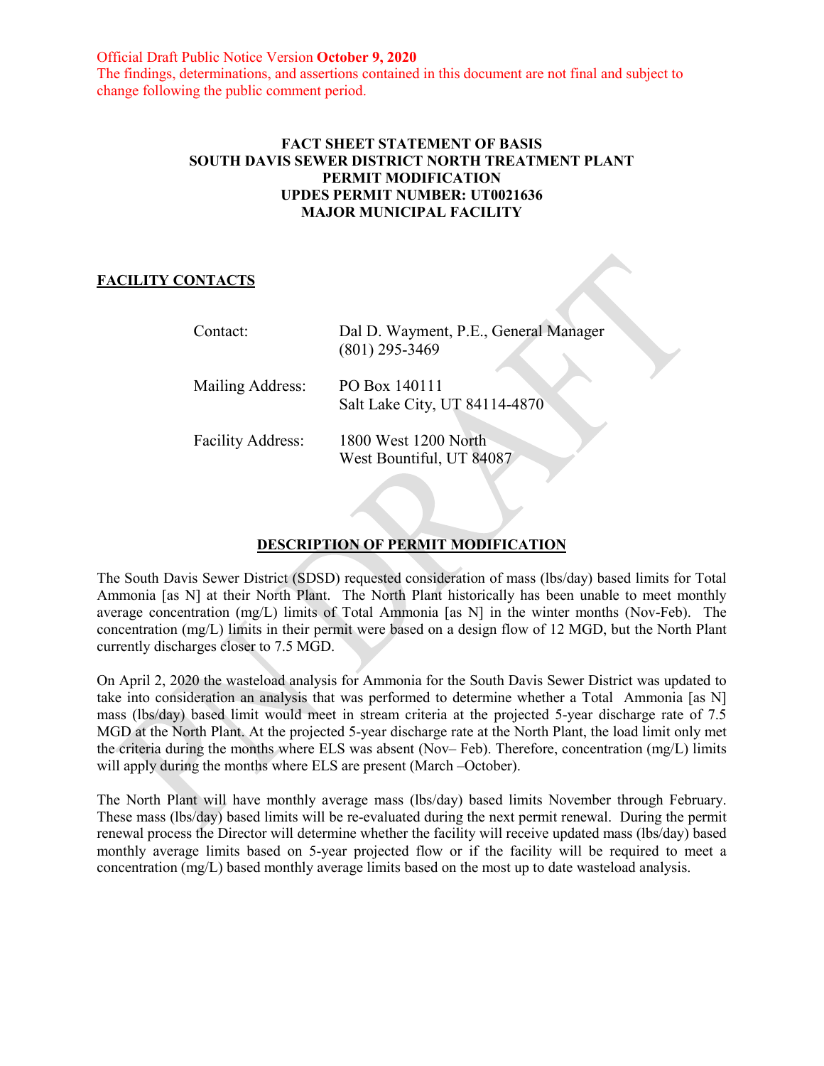Official Draft Public Notice Version **October 9, 2020**
The findings, determinations, and assertions contained in this document are not final and subject to change following the public comment period.

**FACT SHEET STATEMENT OF BASIS**
**SOUTH DAVIS SEWER DISTRICT NORTH TREATMENT PLANT**
**PERMIT MODIFICATION**
**UPDES PERMIT NUMBER: UT0021636**
**MAJOR MUNICIPAL FACILITY**

## FACILITY CONTACTS

| | |
|---|---|
| Contact: | Dal D. Wayment, P.E., General Manager<br>(801) 295-3469 |
| Mailing Address: | PO Box 140111<br>Salt Lake City, UT 84114-4870 |
| Facility Address: | 1800 West 1200 North<br>West Bountiful, UT 84087 |

## DESCRIPTION OF PERMIT MODIFICATION

The South Davis Sewer District (SDSD) requested consideration of mass (lbs/day) based limits for Total Ammonia [as N] at their North Plant. The North Plant historically has been unable to meet monthly average concentration (mg/L) limits of Total Ammonia [as N] in the winter months (Nov-Feb). The concentration (mg/L) limits in their permit were based on a design flow of 12 MGD, but the North Plant currently discharges closer to 7.5 MGD.

On April 2, 2020 the wasteload analysis for Ammonia for the South Davis Sewer District was updated to take into consideration an analysis that was performed to determine whether a Total Ammonia [as N] mass (lbs/day) based limit would meet in stream criteria at the projected 5-year discharge rate of 7.5 MGD at the North Plant. At the projected 5-year discharge rate at the North Plant, the load limit only met the criteria during the months where ELS was absent (Nov– Feb). Therefore, concentration (mg/L) limits will apply during the months where ELS are present (March –October).

The North Plant will have monthly average mass (lbs/day) based limits November through February. These mass (lbs/day) based limits will be re-evaluated during the next permit renewal. During the permit renewal process the Director will determine whether the facility will receive updated mass (lbs/day) based monthly average limits based on 5-year projected flow or if the facility will be required to meet a concentration (mg/L) based monthly average limits based on the most up to date wasteload analysis.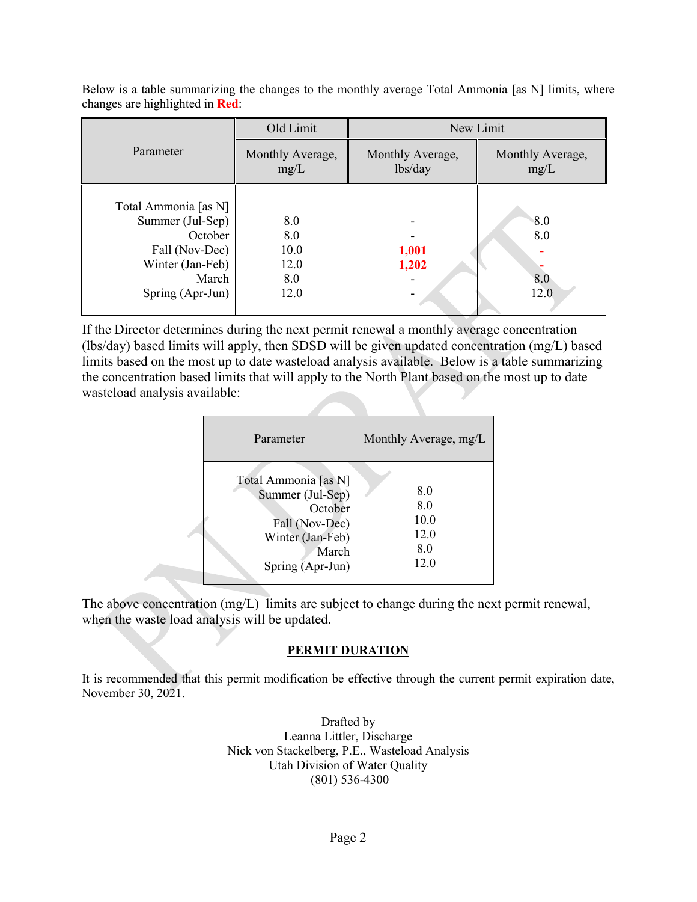Below is a table summarizing the changes to the monthly average Total Ammonia [as N] limits, where changes are highlighted in **Red**:

| Parameter | Old Limit | New Limit | |
|---|---|---|---|
| | Monthly Average, mg/L | Monthly Average, lbs/day | Monthly Average, mg/L |
| Total Ammonia [as N] | | | |
| Summer (Jul-Sep) | 8.0 | - | 8.0 |
| October | 8.0 | - | 8.0 |
| Fall (Nov-Dec) | 10.0 | **1,001** | **-** |
| Winter (Jan-Feb) | 12.0 | **1,202** | **-** |
| March | 8.0 | - | 8.0 |
| Spring (Apr-Jun) | 12.0 | - | 12.0 |

If the Director determines during the next permit renewal a monthly average concentration (lbs/day) based limits will apply, then SDSD will be given updated concentration (mg/L) based limits based on the most up to date wasteload analysis available. Below is a table summarizing the concentration based limits that will apply to the North Plant based on the most up to date wasteload analysis available:

| Parameter | Monthly Average, mg/L |
|---|---|
| Total Ammonia [as N] | |
| Summer (Jul-Sep) | 8.0 |
| October | 8.0 |
| Fall (Nov-Dec) | 10.0 |
| Winter (Jan-Feb) | 12.0 |
| March | 8.0 |
| Spring (Apr-Jun) | 12.0 |

The above concentration (mg/L) limits are subject to change during the next permit renewal, when the waste load analysis will be updated.

## PERMIT DURATION

It is recommended that this permit modification be effective through the current permit expiration date, November 30, 2021.

Drafted by
Leanna Littler, Discharge
Nick von Stackelberg, P.E., Wasteload Analysis
Utah Division of Water Quality
(801) 536-4300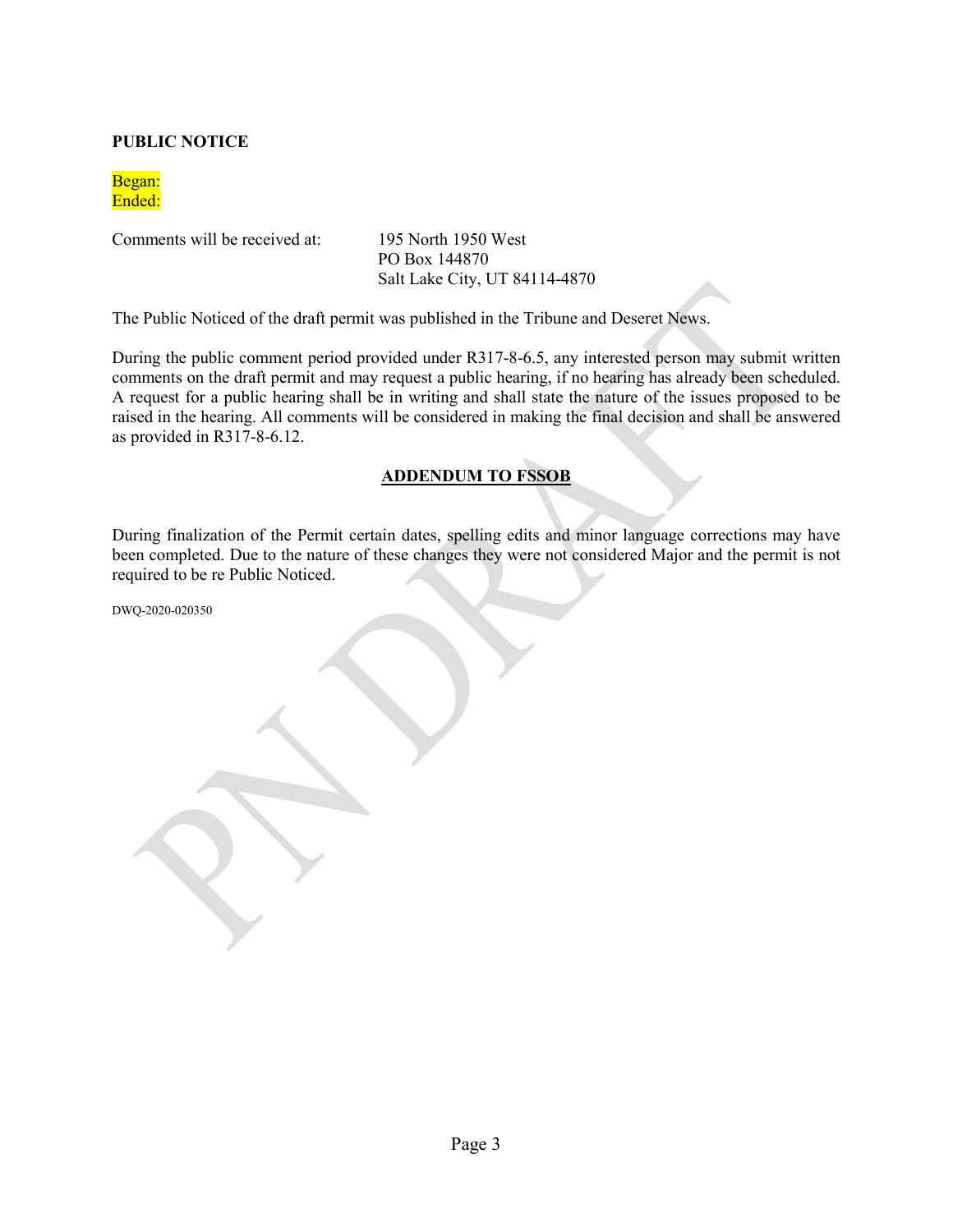**PUBLIC NOTICE**

Began:
Ended:

Comments will be received at: 195 North 1950 West
PO Box 144870
Salt Lake City, UT 84114-4870

The Public Noticed of the draft permit was published in the Tribune and Deseret News.

During the public comment period provided under R317-8-6.5, any interested person may submit written comments on the draft permit and may request a public hearing, if no hearing has already been scheduled. A request for a public hearing shall be in writing and shall state the nature of the issues proposed to be raised in the hearing. All comments will be considered in making the final decision and shall be answered as provided in R317-8-6.12.

**ADDENDUM TO FSSOB**

During finalization of the Permit certain dates, spelling edits and minor language corrections may have been completed. Due to the nature of these changes they were not considered Major and the permit is not required to be re Public Noticed.

DWQ-2020-020350